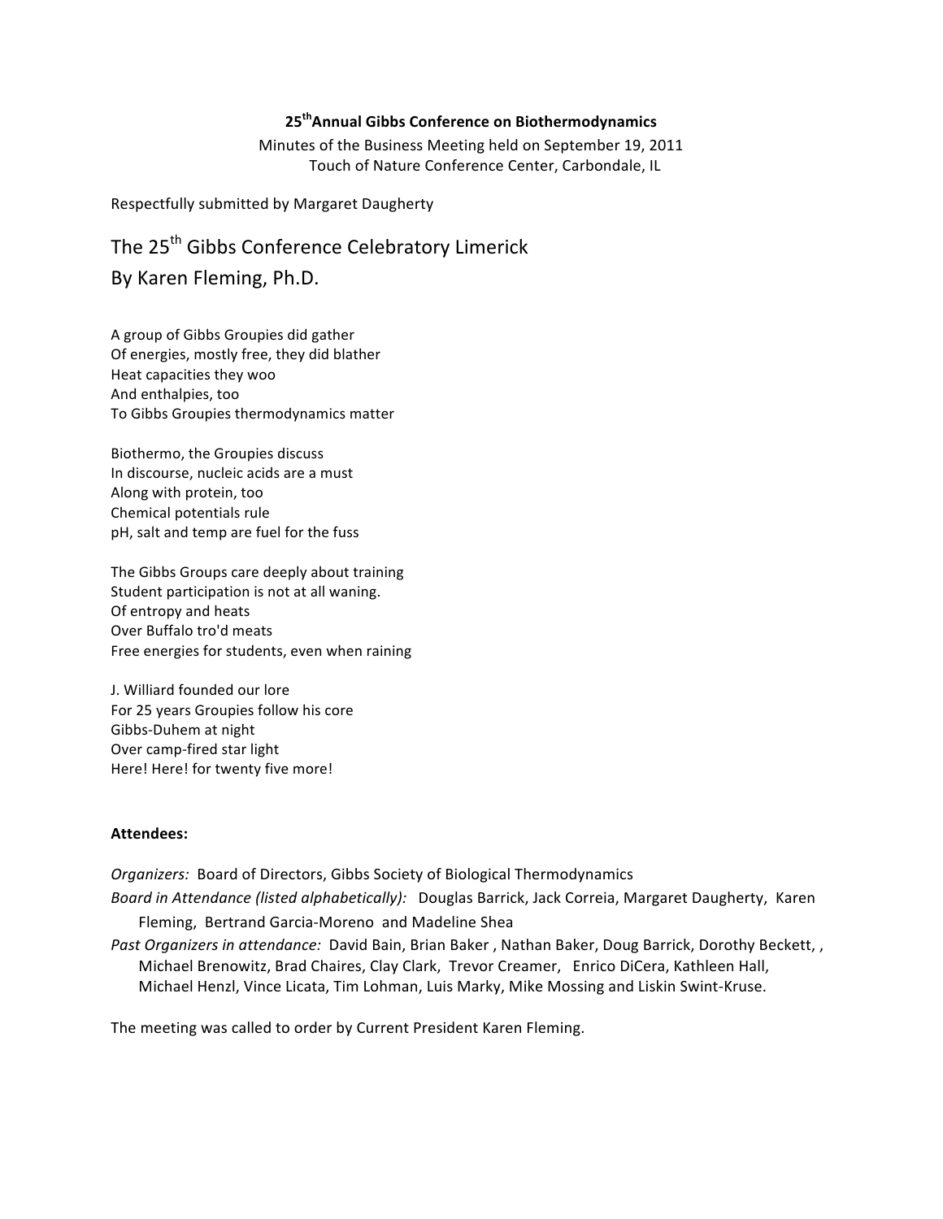**25th Annual Gibbs Conference on Biothermodynamics**

Minutes of the Business Meeting held on September 19, 2011
Touch of Nature Conference Center, Carbondale, IL

Respectfully submitted by Margaret Daugherty

## The 25th Gibbs Conference Celebratory Limerick
## By Karen Fleming, Ph.D.

A group of Gibbs Groupies did gather
Of energies, mostly free, they did blather
Heat capacities they woo
And enthalpies, too
To Gibbs Groupies thermodynamics matter

Biothermo, the Groupies discuss
In discourse, nucleic acids are a must
Along with protein, too
Chemical potentials rule
pH, salt and temp are fuel for the fuss

The Gibbs Groups care deeply about training
Student participation is not at all waning.
Of entropy and heats
Over Buffalo tro'd meats
Free energies for students, even when raining

J. Williard founded our lore
For 25 years Groupies follow his core
Gibbs-Duhem at night
Over camp-fired star light
Here! Here! for twenty five more!

**Attendees:**

*Organizers:* Board of Directors, Gibbs Society of Biological Thermodynamics

*Board in Attendance (listed alphabetically):* Douglas Barrick, Jack Correia, Margaret Daugherty, Karen Fleming, Bertrand Garcia-Moreno and Madeline Shea

*Past Organizers in attendance:* David Bain, Brian Baker , Nathan Baker, Doug Barrick, Dorothy Beckett, , Michael Brenowitz, Brad Chaires, Clay Clark, Trevor Creamer, Enrico DiCera, Kathleen Hall, Michael Henzl, Vince Licata, Tim Lohman, Luis Marky, Mike Mossing and Liskin Swint-Kruse.

The meeting was called to order by Current President Karen Fleming.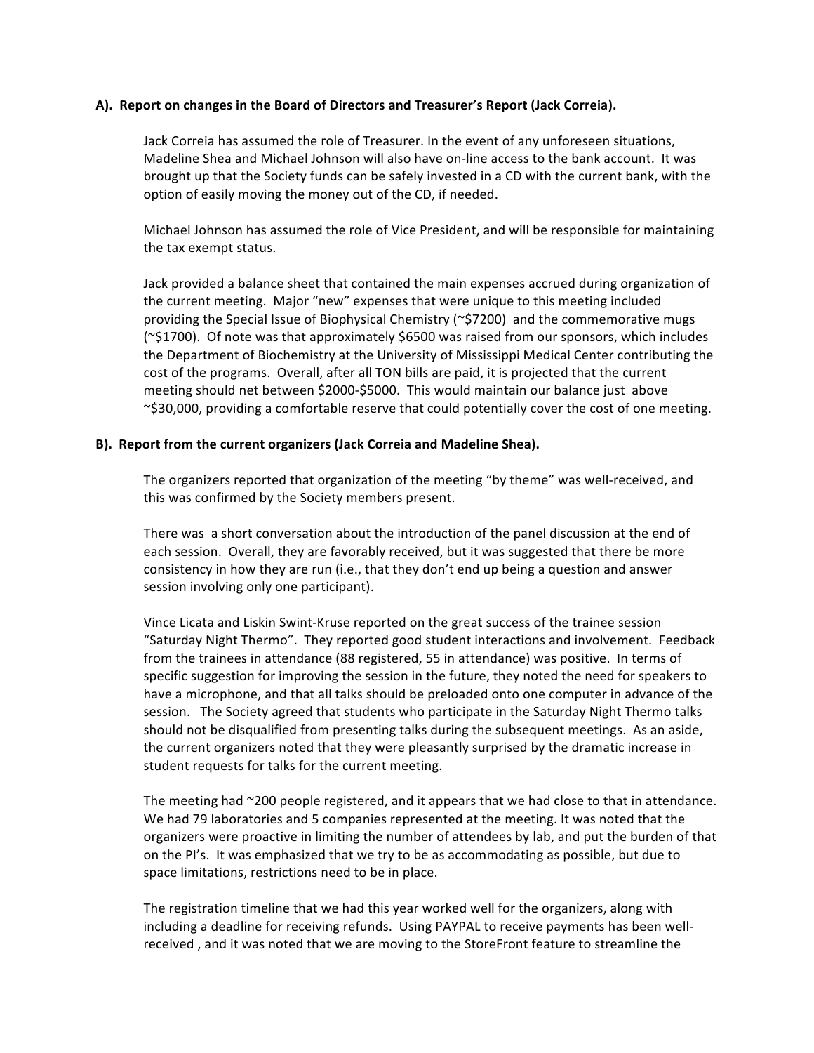**A). Report on changes in the Board of Directors and Treasurer's Report (Jack Correia).**

Jack Correia has assumed the role of Treasurer. In the event of any unforeseen situations, Madeline Shea and Michael Johnson will also have on-line access to the bank account. It was brought up that the Society funds can be safely invested in a CD with the current bank, with the option of easily moving the money out of the CD, if needed.

Michael Johnson has assumed the role of Vice President, and will be responsible for maintaining the tax exempt status.

Jack provided a balance sheet that contained the main expenses accrued during organization of the current meeting. Major "new" expenses that were unique to this meeting included providing the Special Issue of Biophysical Chemistry (~$7200) and the commemorative mugs (~$1700). Of note was that approximately $6500 was raised from our sponsors, which includes the Department of Biochemistry at the University of Mississippi Medical Center contributing the cost of the programs. Overall, after all TON bills are paid, it is projected that the current meeting should net between $2000-$5000. This would maintain our balance just above ~$30,000, providing a comfortable reserve that could potentially cover the cost of one meeting.

**B). Report from the current organizers (Jack Correia and Madeline Shea).**

The organizers reported that organization of the meeting "by theme" was well-received, and this was confirmed by the Society members present.

There was a short conversation about the introduction of the panel discussion at the end of each session. Overall, they are favorably received, but it was suggested that there be more consistency in how they are run (i.e., that they don't end up being a question and answer session involving only one participant).

Vince Licata and Liskin Swint-Kruse reported on the great success of the trainee session "Saturday Night Thermo". They reported good student interactions and involvement. Feedback from the trainees in attendance (88 registered, 55 in attendance) was positive. In terms of specific suggestion for improving the session in the future, they noted the need for speakers to have a microphone, and that all talks should be preloaded onto one computer in advance of the session. The Society agreed that students who participate in the Saturday Night Thermo talks should not be disqualified from presenting talks during the subsequent meetings. As an aside, the current organizers noted that they were pleasantly surprised by the dramatic increase in student requests for talks for the current meeting.

The meeting had ~200 people registered, and it appears that we had close to that in attendance. We had 79 laboratories and 5 companies represented at the meeting. It was noted that the organizers were proactive in limiting the number of attendees by lab, and put the burden of that on the PI's. It was emphasized that we try to be as accommodating as possible, but due to space limitations, restrictions need to be in place.

The registration timeline that we had this year worked well for the organizers, along with including a deadline for receiving refunds. Using PAYPAL to receive payments has been well-received , and it was noted that we are moving to the StoreFront feature to streamline the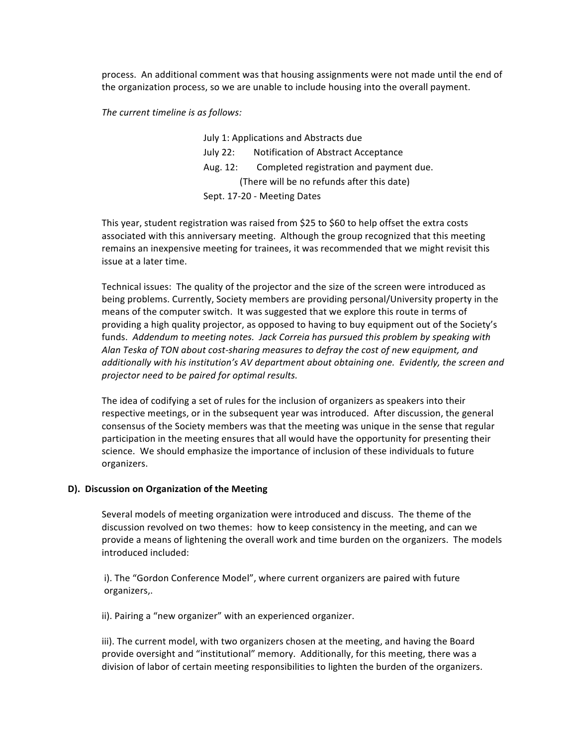process. An additional comment was that housing assignments were not made until the end of the organization process, so we are unable to include housing into the overall payment.

*The current timeline is as follows:*

July 1: Applications and Abstracts due
July 22: Notification of Abstract Acceptance
Aug. 12: Completed registration and payment due.
(There will be no refunds after this date)
Sept. 17-20 - Meeting Dates

This year, student registration was raised from $25 to $60 to help offset the extra costs associated with this anniversary meeting. Although the group recognized that this meeting remains an inexpensive meeting for trainees, it was recommended that we might revisit this issue at a later time.

Technical issues: The quality of the projector and the size of the screen were introduced as being problems. Currently, Society members are providing personal/University property in the means of the computer switch. It was suggested that we explore this route in terms of providing a high quality projector, as opposed to having to buy equipment out of the Society's funds. *Addendum to meeting notes. Jack Correia has pursued this problem by speaking with Alan Teska of TON about cost-sharing measures to defray the cost of new equipment, and additionally with his institution's AV department about obtaining one. Evidently, the screen and projector need to be paired for optimal results.*

The idea of codifying a set of rules for the inclusion of organizers as speakers into their respective meetings, or in the subsequent year was introduced. After discussion, the general consensus of the Society members was that the meeting was unique in the sense that regular participation in the meeting ensures that all would have the opportunity for presenting their science. We should emphasize the importance of inclusion of these individuals to future organizers.

**D). Discussion on Organization of the Meeting**

Several models of meeting organization were introduced and discuss. The theme of the discussion revolved on two themes: how to keep consistency in the meeting, and can we provide a means of lightening the overall work and time burden on the organizers. The models introduced included:

i). The "Gordon Conference Model", where current organizers are paired with future organizers,.

ii). Pairing a "new organizer" with an experienced organizer.

iii). The current model, with two organizers chosen at the meeting, and having the Board provide oversight and "institutional" memory. Additionally, for this meeting, there was a division of labor of certain meeting responsibilities to lighten the burden of the organizers.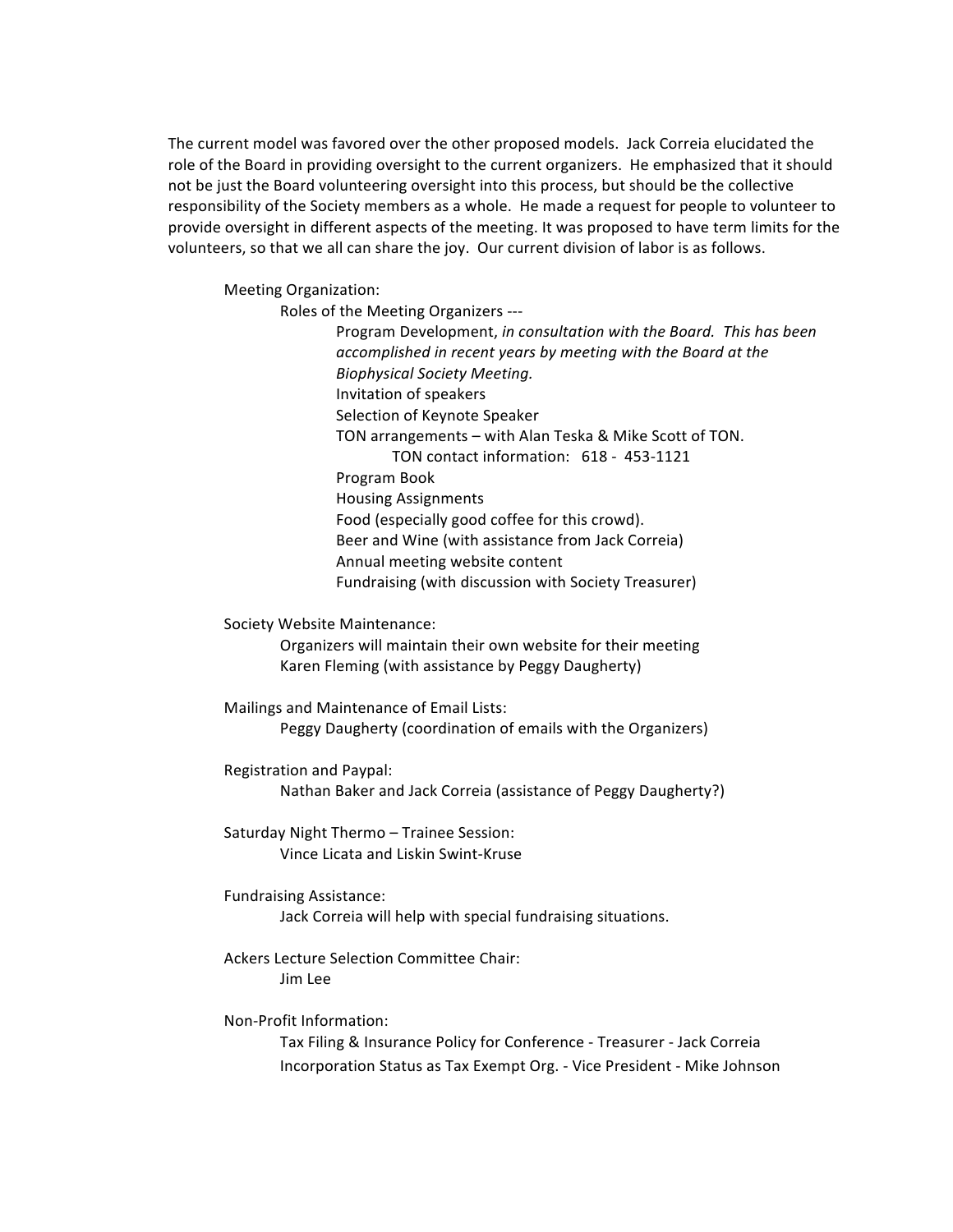The current model was favored over the other proposed models. Jack Correia elucidated the role of the Board in providing oversight to the current organizers. He emphasized that it should not be just the Board volunteering oversight into this process, but should be the collective responsibility of the Society members as a whole. He made a request for people to volunteer to provide oversight in different aspects of the meeting. It was proposed to have term limits for the volunteers, so that we all can share the joy. Our current division of labor is as follows.

- Meeting Organization:
  - Roles of the Meeting Organizers ---
    - Program Development, *in consultation with the Board. This has been accomplished in recent years by meeting with the Board at the Biophysical Society Meeting.*
    - Invitation of speakers
    - Selection of Keynote Speaker
    - TON arrangements – with Alan Teska & Mike Scott of TON.
      - TON contact information: 618 - 453-1121
    - Program Book
    - Housing Assignments
    - Food (especially good coffee for this crowd).
    - Beer and Wine (with assistance from Jack Correia)
    - Annual meeting website content
    - Fundraising (with discussion with Society Treasurer)

- Society Website Maintenance:
  - Organizers will maintain their own website for their meeting
  - Karen Fleming (with assistance by Peggy Daugherty)

- Mailings and Maintenance of Email Lists:
  - Peggy Daugherty (coordination of emails with the Organizers)

- Registration and Paypal:
  - Nathan Baker and Jack Correia (assistance of Peggy Daugherty?)

- Saturday Night Thermo – Trainee Session:
  - Vince Licata and Liskin Swint-Kruse

- Fundraising Assistance:
  - Jack Correia will help with special fundraising situations.

- Ackers Lecture Selection Committee Chair:
  - Jim Lee

- Non-Profit Information:
  - Tax Filing & Insurance Policy for Conference - Treasurer - Jack Correia
  - Incorporation Status as Tax Exempt Org. - Vice President - Mike Johnson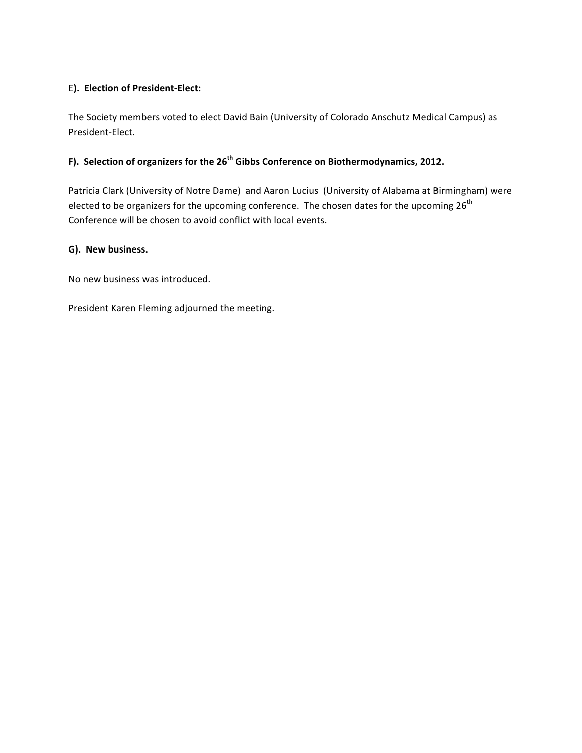**E). Election of President-Elect:**

The Society members voted to elect David Bain (University of Colorado Anschutz Medical Campus) as President-Elect.

**F). Selection of organizers for the 26$^{th}$ Gibbs Conference on Biothermodynamics, 2012.**

Patricia Clark (University of Notre Dame) and Aaron Lucius (University of Alabama at Birmingham) were elected to be organizers for the upcoming conference. The chosen dates for the upcoming 26$^{th}$ Conference will be chosen to avoid conflict with local events.

**G). New business.**

No new business was introduced.

President Karen Fleming adjourned the meeting.